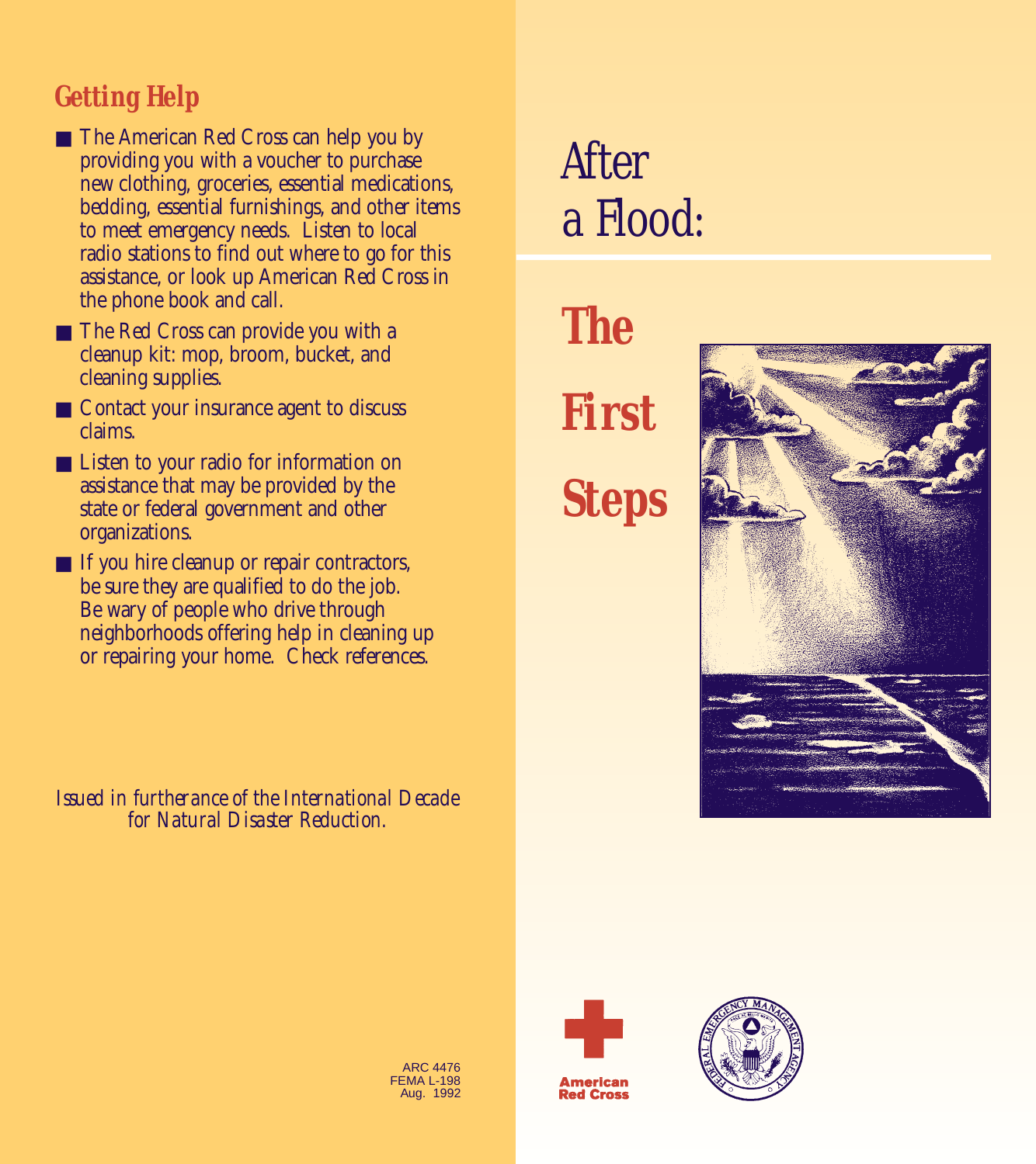## Getting Help

- The American Red Cross can help you by providing you with a voucher to purchase new clothing, groceries, essential medications, bedding, essential furnishings, and other items to meet emergency needs. Listen to local radio stations to find out where to go for this assistance, or look up American Red Cross in the phone book and call.
- The Red Cross can provide you with a cleanup kit: mop, broom, bucket, and cleaning supplies.
- Contact your insurance agent to discuss claims.
- Listen to your radio for information on assistance that may be provided by the state or federal government and other organizations.
- If you hire cleanup or repair contractors, be sure they are qualified to do the job. Be wary of people who drive through neighborhoods offering help in cleaning up or repairing your home. Check references.

*Issued in furtherance of the International Decade for Natural Disaster Reduction.*

ARC 4476
FEMA L-198
Aug. 1992

# After a Flood:

# The First Steps

American Red Cross

FEDERAL EMERGENCY MANAGEMENT AGENCY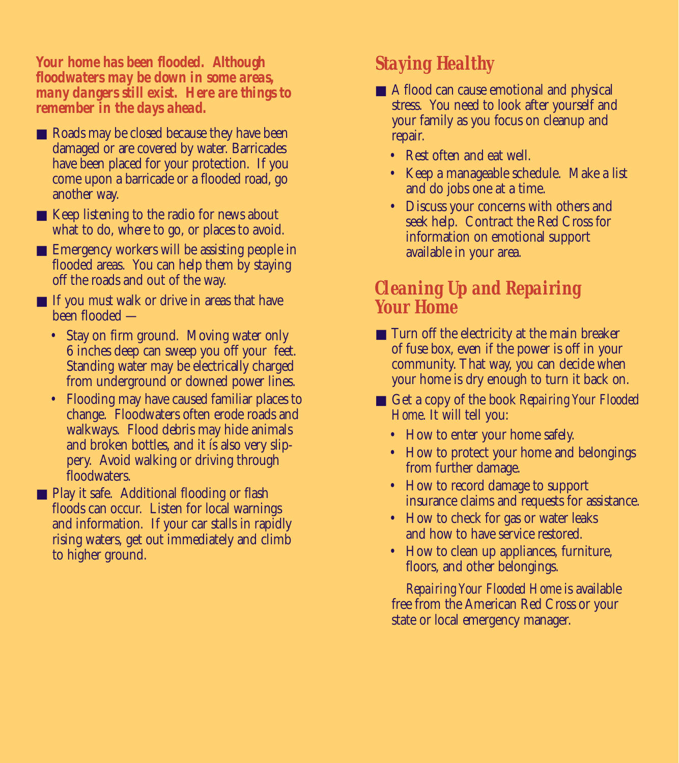***Your home has been flooded. Although floodwaters may be down in some areas, many dangers still exist. Here are things to remember in the days ahead.***

- Roads may be closed because they have been damaged or are covered by water. Barricades have been placed for your protection. If you come upon a barricade or a flooded road, go another way.
- Keep listening to the radio for news about what to do, where to go, or places to avoid.
- Emergency workers will be assisting people in flooded areas. You can help them by staying off the roads and out of the way.
- If you must walk or drive in areas that have been flooded —
  - Stay on firm ground. Moving water only 6 inches deep can sweep you off your feet. Standing water may be electrically charged from underground or downed power lines.
  - Flooding may have caused familiar places to change. Floodwaters often erode roads and walkways. Flood debris may hide animals and broken bottles, and it ís also very slippery. Avoid walking or driving through floodwaters.
- Play it safe. Additional flooding or flash floods can occur. Listen for local warnings and information. If your car stalls in rapidly rising waters, get out immediately and climb to higher ground.

## *Staying Healthy*

- A flood can cause emotional and physical stress. You need to look after yourself and your family as you focus on cleanup and repair.
  - Rest often and eat well.
  - Keep a manageable schedule. Make a list and do jobs one at a time.
  - Discuss your concerns with others and seek help. Contract the Red Cross for information on emotional support available in your area.

## *Cleaning Up and Repairing Your Home*

- Turn off the electricity at the main breaker of fuse box, even if the power is off in your community. That way, you can decide when your home is dry enough to turn it back on.
- Get a copy of the book *Repairing Your Flooded Home*. It will tell you:
  - How to enter your home safely.
  - How to protect your home and belongings from further damage.
  - How to record damage to support insurance claims and requests for assistance.
  - How to check for gas or water leaks and how to have service restored.
  - How to clean up appliances, furniture, floors, and other belongings.

*Repairing Your Flooded Home* is available free from the American Red Cross or your state or local emergency manager.